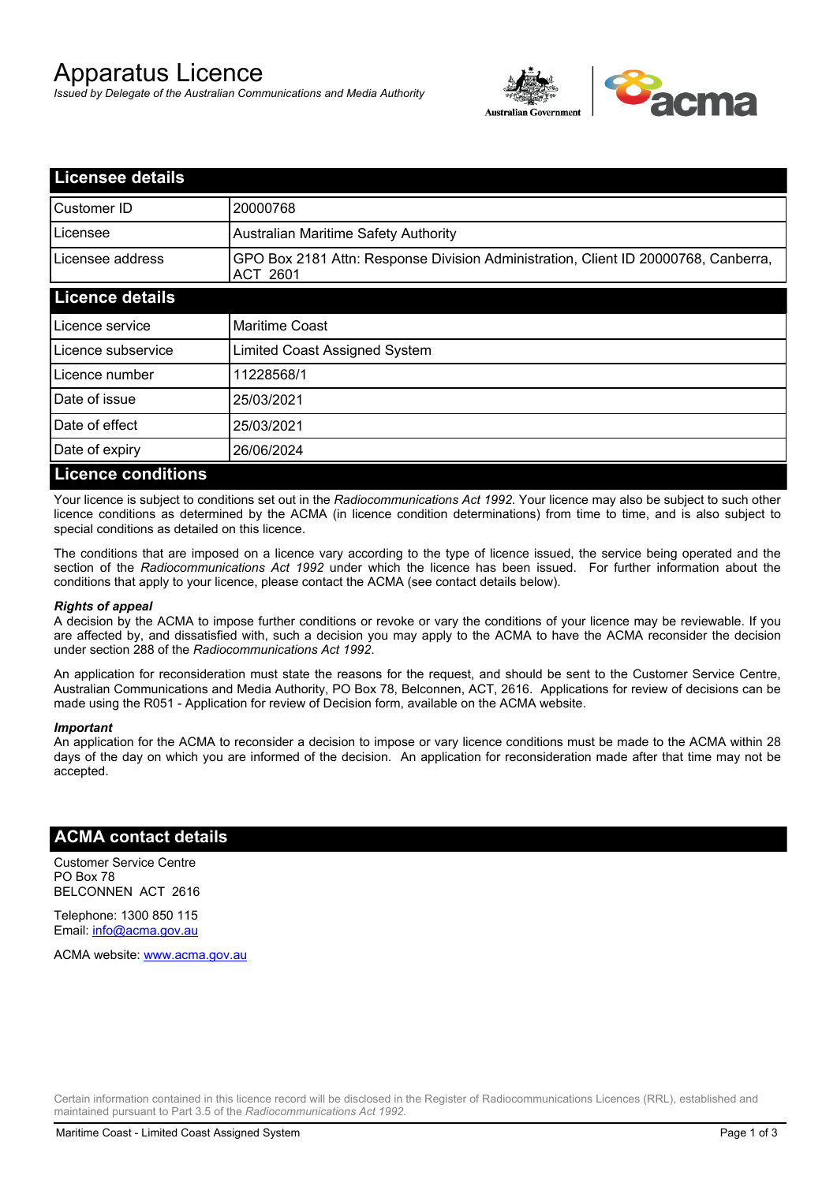# Apparatus Licence

*Issued by Delegate of the Australian Communications and Media Authority*

## Licensee details

| | |
|---|---|
| Customer ID | 20000768 |
| Licensee | Australian Maritime Safety Authority |
| Licensee address | GPO Box 2181 Attn: Response Division Administration, Client ID 20000768, Canberra, ACT 2601 |

## Licence details

| | |
|---|---|
| Licence service | Maritime Coast |
| Licence subservice | Limited Coast Assigned System |
| Licence number | 11228568/1 |
| Date of issue | 25/03/2021 |
| Date of effect | 25/03/2021 |
| Date of expiry | 26/06/2024 |

## Licence conditions

Your licence is subject to conditions set out in the *Radiocommunications Act 1992*. Your licence may also be subject to such other licence conditions as determined by the ACMA (in licence condition determinations) from time to time, and is also subject to special conditions as detailed on this licence.

The conditions that are imposed on a licence vary according to the type of licence issued, the service being operated and the section of the *Radiocommunications Act 1992* under which the licence has been issued. For further information about the conditions that apply to your licence, please contact the ACMA (see contact details below).

***Rights of appeal***

A decision by the ACMA to impose further conditions or revoke or vary the conditions of your licence may be reviewable. If you are affected by, and dissatisfied with, such a decision you may apply to the ACMA to have the ACMA reconsider the decision under section 288 of the *Radiocommunications Act 1992*.

An application for reconsideration must state the reasons for the request, and should be sent to the Customer Service Centre, Australian Communications and Media Authority, PO Box 78, Belconnen, ACT, 2616. Applications for review of decisions can be made using the R051 - Application for review of Decision form, available on the ACMA website.

***Important***

An application for the ACMA to reconsider a decision to impose or vary licence conditions must be made to the ACMA within 28 days of the day on which you are informed of the decision. An application for reconsideration made after that time may not be accepted.

## ACMA contact details

Customer Service Centre
PO Box 78
BELCONNEN ACT 2616

Telephone: 1300 850 115
Email: info@acma.gov.au

ACMA website: www.acma.gov.au

Certain information contained in this licence record will be disclosed in the Register of Radiocommunications Licences (RRL), established and maintained pursuant to Part 3.5 of the *Radiocommunications Act 1992.*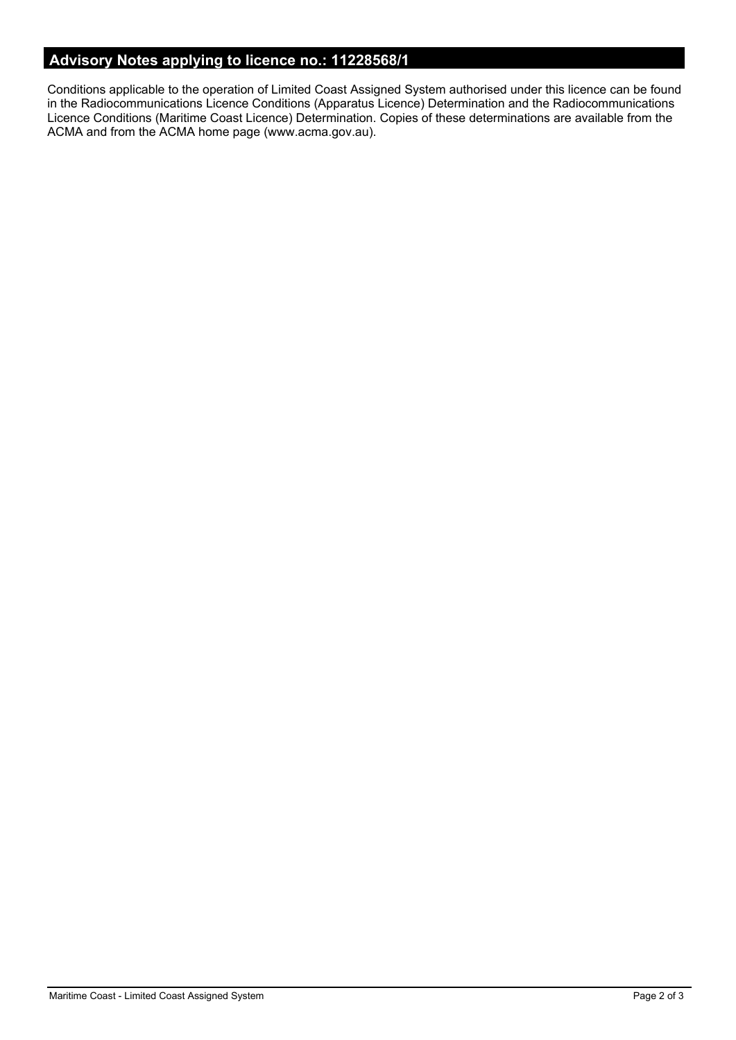## Advisory Notes applying to licence no.: 11228568/1

Conditions applicable to the operation of Limited Coast Assigned System authorised under this licence can be found in the Radiocommunications Licence Conditions (Apparatus Licence) Determination and the Radiocommunications Licence Conditions (Maritime Coast Licence) Determination. Copies of these determinations are available from the ACMA and from the ACMA home page (www.acma.gov.au).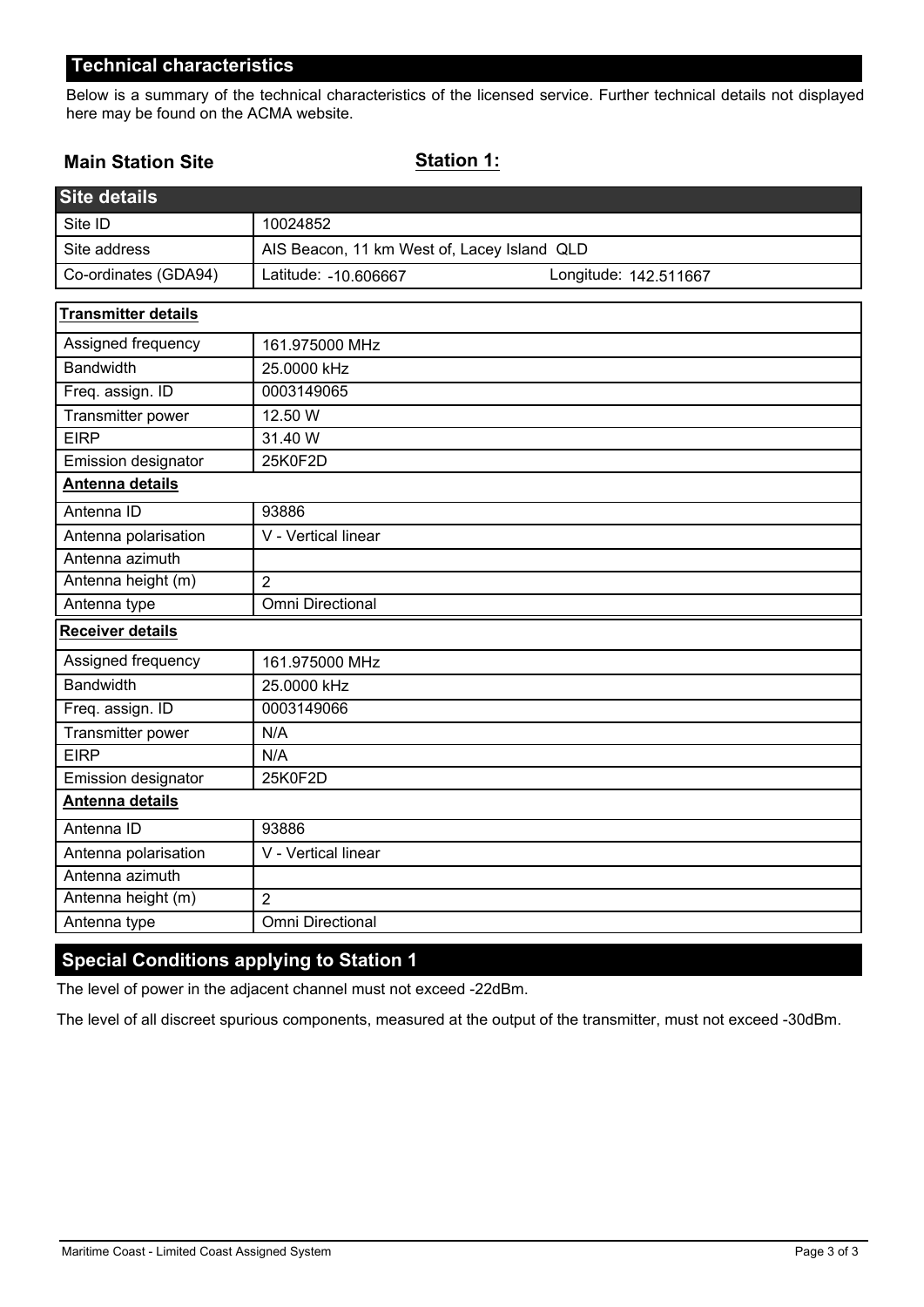## Technical characteristics

Below is a summary of the technical characteristics of the licensed service. Further technical details not displayed here may be found on the ACMA website.

**Main Station Site** **Station 1:**

| Site details | | |
|---|---|---|
| Site ID | 10024852 | |
| Site address | AIS Beacon, 11 km West of, Lacey Island QLD | |
| Co-ordinates (GDA94) | Latitude: -10.606667 | Longitude: 142.511667 |

| Transmitter details | |
|---|---|
| Assigned frequency | 161.975000 MHz |
| Bandwidth | 25.0000 kHz |
| Freq. assign. ID | 0003149065 |
| Transmitter power | 12.50 W |
| EIRP | 31.40 W |
| Emission designator | 25K0F2D |
| **Antenna details** | |
| Antenna ID | 93886 |
| Antenna polarisation | V - Vertical linear |
| Antenna azimuth | |
| Antenna height (m) | 2 |
| Antenna type | Omni Directional |

| Receiver details | |
|---|---|
| Assigned frequency | 161.975000 MHz |
| Bandwidth | 25.0000 kHz |
| Freq. assign. ID | 0003149066 |
| Transmitter power | N/A |
| EIRP | N/A |
| Emission designator | 25K0F2D |
| **Antenna details** | |
| Antenna ID | 93886 |
| Antenna polarisation | V - Vertical linear |
| Antenna azimuth | |
| Antenna height (m) | 2 |
| Antenna type | Omni Directional |

## Special Conditions applying to Station 1

The level of power in the adjacent channel must not exceed -22dBm.

The level of all discreet spurious components, measured at the output of the transmitter, must not exceed -30dBm.